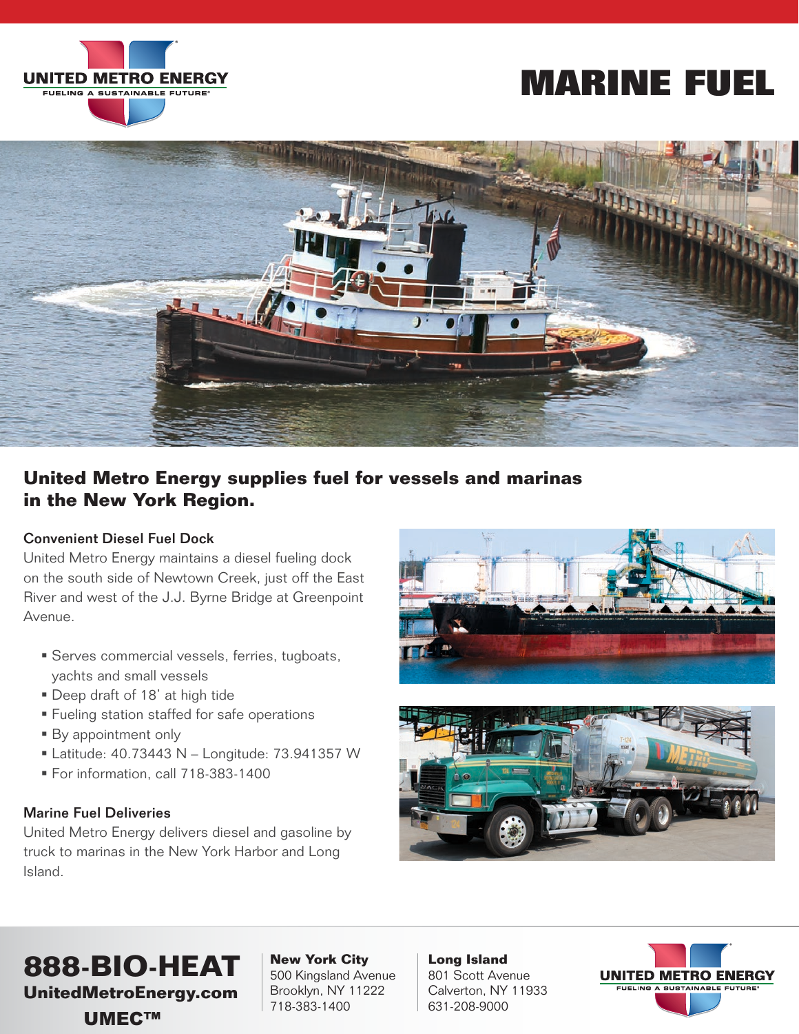UNITED METRO ENERGY
FUELING A SUSTAINABLE FUTURE®

# MARINE FUEL

## United Metro Energy supplies fuel for vessels and marinas in the New York Region.

### Convenient Diesel Fuel Dock

United Metro Energy maintains a diesel fueling dock on the south side of Newtown Creek, just off the East River and west of the J.J. Byrne Bridge at Greenpoint Avenue.

- Serves commercial vessels, ferries, tugboats, yachts and small vessels
- Deep draft of 18' at high tide
- Fueling station staffed for safe operations
- By appointment only
- Latitude: 40.73443 N – Longitude: 73.941357 W
- For information, call 718-383-1400

### Marine Fuel Deliveries

United Metro Energy delivers diesel and gasoline by truck to marinas in the New York Harbor and Long Island.

**888-BIO-HEAT**
**UnitedMetroEnergy.com**
**UMEC™**

**New York City**
500 Kingsland Avenue
Brooklyn, NY 11222
718-383-1400

**Long Island**
801 Scott Avenue
Calverton, NY 11933
631-208-9000

UNITED METRO ENERGY
FUELING A SUSTAINABLE FUTURE®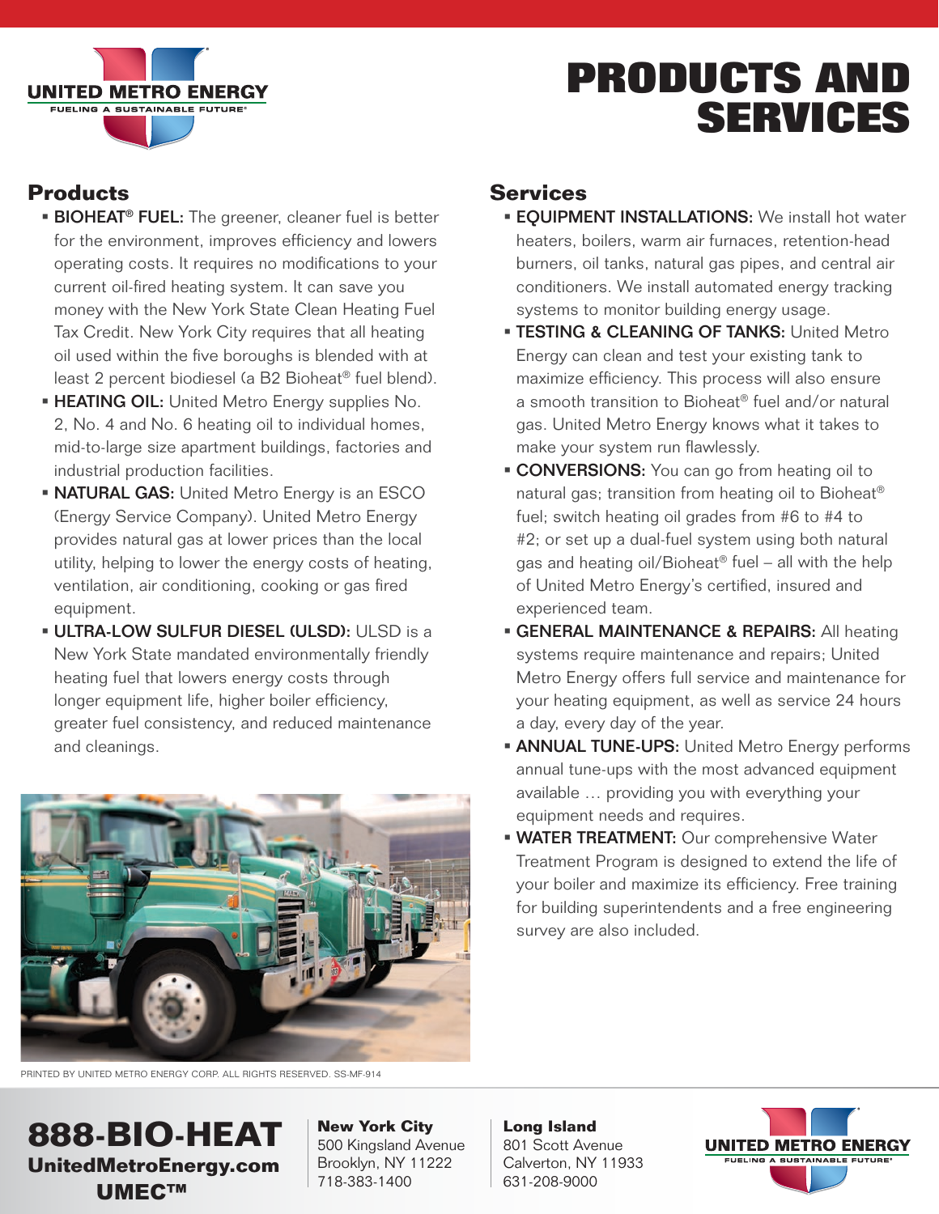UNITED METRO ENERGY
FUELING A SUSTAINABLE FUTURE®

# PRODUCTS AND SERVICES

## Products

- **BIOHEAT® FUEL:** The greener, cleaner fuel is better for the environment, improves efficiency and lowers operating costs. It requires no modifications to your current oil-fired heating system. It can save you money with the New York State Clean Heating Fuel Tax Credit. New York City requires that all heating oil used within the five boroughs is blended with at least 2 percent biodiesel (a B2 Bioheat® fuel blend).
- **HEATING OIL:** United Metro Energy supplies No. 2, No. 4 and No. 6 heating oil to individual homes, mid-to-large size apartment buildings, factories and industrial production facilities.
- **NATURAL GAS:** United Metro Energy is an ESCO (Energy Service Company). United Metro Energy provides natural gas at lower prices than the local utility, helping to lower the energy costs of heating, ventilation, air conditioning, cooking or gas fired equipment.
- **ULTRA-LOW SULFUR DIESEL (ULSD):** ULSD is a New York State mandated environmentally friendly heating fuel that lowers energy costs through longer equipment life, higher boiler efficiency, greater fuel consistency, and reduced maintenance and cleanings.

## Services

- **EQUIPMENT INSTALLATIONS:** We install hot water heaters, boilers, warm air furnaces, retention-head burners, oil tanks, natural gas pipes, and central air conditioners. We install automated energy tracking systems to monitor building energy usage.
- **TESTING & CLEANING OF TANKS:** United Metro Energy can clean and test your existing tank to maximize efficiency. This process will also ensure a smooth transition to Bioheat® fuel and/or natural gas. United Metro Energy knows what it takes to make your system run flawlessly.
- **CONVERSIONS:** You can go from heating oil to natural gas; transition from heating oil to Bioheat® fuel; switch heating oil grades from #6 to #4 to #2; or set up a dual-fuel system using both natural gas and heating oil/Bioheat® fuel – all with the help of United Metro Energy's certified, insured and experienced team.
- **GENERAL MAINTENANCE & REPAIRS:** All heating systems require maintenance and repairs; United Metro Energy offers full service and maintenance for your heating equipment, as well as service 24 hours a day, every day of the year.
- **ANNUAL TUNE-UPS:** United Metro Energy performs annual tune-ups with the most advanced equipment available … providing you with everything your equipment needs and requires.
- **WATER TREATMENT:** Our comprehensive Water Treatment Program is designed to extend the life of your boiler and maximize its efficiency. Free training for building superintendents and a free engineering survey are also included.

PRINTED BY UNITED METRO ENERGY CORP. ALL RIGHTS RESERVED. SS-MF-914

**888-BIO-HEAT**
**UnitedMetroEnergy.com**
**UMEC™**

**New York City**
500 Kingsland Avenue
Brooklyn, NY 11222
718-383-1400

**Long Island**
801 Scott Avenue
Calverton, NY 11933
631-208-9000

UNITED METRO ENERGY
FUELING A SUSTAINABLE FUTURE®